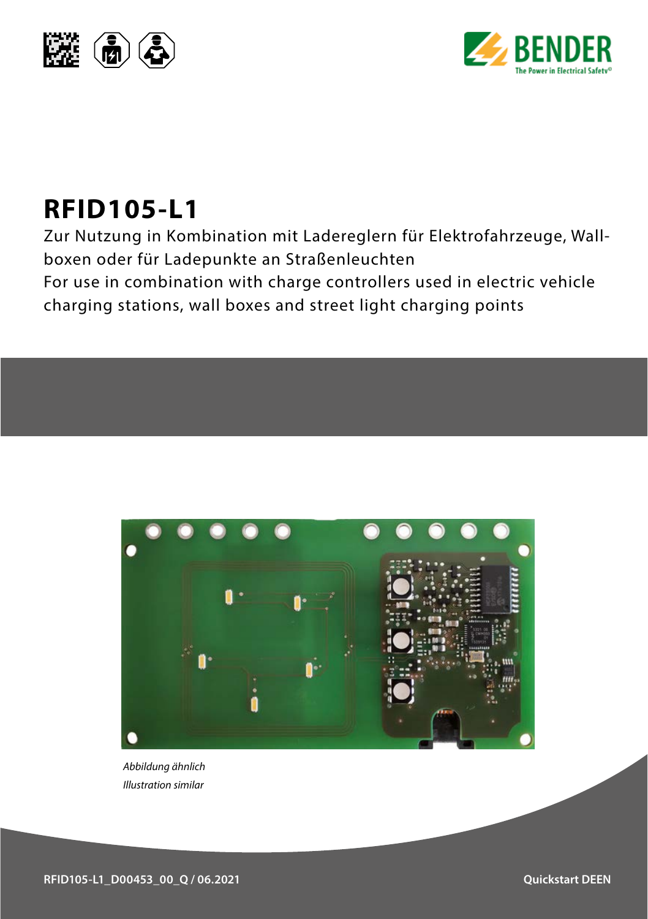# RFID105-L1

Zur Nutzung in Kombination mit Ladereglern für Elektrofahrzeuge, Wallboxen oder für Ladepunkte an Straßenleuchten

For use in combination with charge controllers used in electric vehicle charging stations, wall boxes and street light charging points

*Abbildung ähnlich*

*Illustration similar*

RFID105-L1_D00453_00_Q / 06.2021

Quickstart DEEN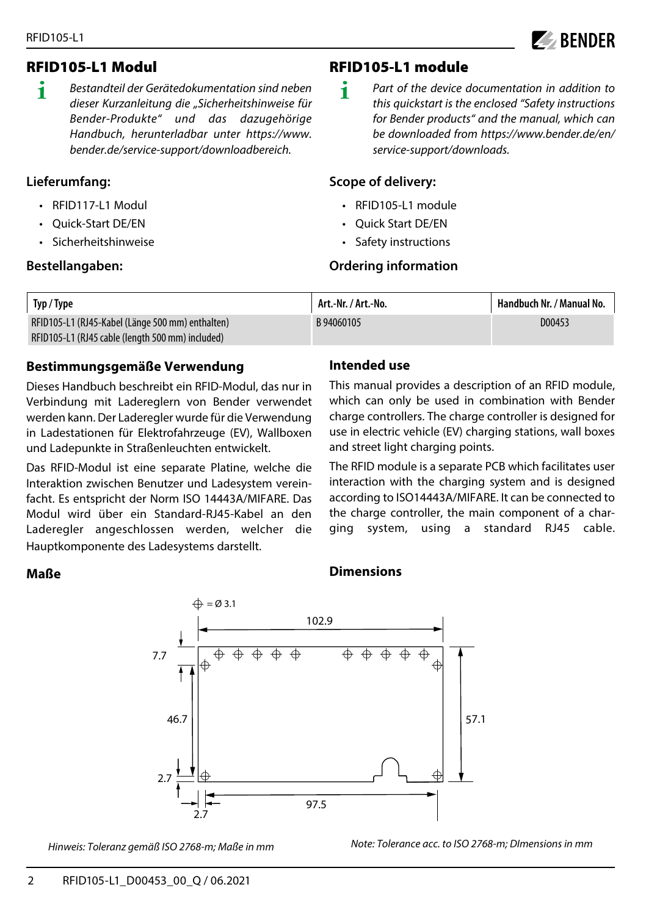## RFID105-L1 Modul

*Bestandteil der Gerätedokumentation sind neben dieser Kurzanleitung die „Sicherheitshinweise für Bender-Produkte“ und das dazugehörige Handbuch, herunterladbar unter https://www.bender.de/service-support/downloadbereich.*

### Lieferumfang:

- RFID117-L1 Modul
- Quick-Start DE/EN
- Sicherheitshinweise

### Bestellangaben:

## RFID105-L1 module

*Part of the device documentation in addition to this quickstart is the enclosed "Safety instructions for Bender products" and the manual, which can be downloaded from https://www.bender.de/en/service-support/downloads.*

### Scope of delivery:

- RFID105-L1 module
- Quick Start DE/EN
- Safety instructions

### Ordering information

| Typ / Type | Art.-Nr. / Art.-No. | Handbuch Nr. / Manual No. |
|---|---|---|
| RFID105-L1 (RJ45-Kabel (Länge 500 mm) enthalten)<br>RFID105-L1 (RJ45 cable (length 500 mm) included) | B 94060105 | D00453 |

### Bestimmungsgemäße Verwendung

Dieses Handbuch beschreibt ein RFID-Modul, das nur in Verbindung mit Laderreglern von Bender verwendet werden kann. Der Laderegler wurde für die Verwendung in Ladestationen für Elektrofahrzeuge (EV), Wallboxen und Ladepunkte in Straßenleuchten entwickelt.

Das RFID-Modul ist eine separate Platine, welche die Interaktion zwischen Benutzer und Ladesystem vereinfacht. Es entspricht der Norm ISO 14443A/MIFARE. Das Modul wird über ein Standard-RJ45-Kabel an den Laderegler angeschlossen werden, welcher die Hauptkomponente des Ladesystems darstellt.

### Intended use

This manual provides a description of an RFID module, which can only be used in combination with Bender charge controllers. The charge controller is designed for use in electric vehicle (EV) charging stations, wall boxes and street light charging points.

The RFID module is a separate PCB which facilitates user interaction with the charging system and is designed according to ISO14443A/MIFARE. It can be connected to the charge controller, the main component of a charging system, using a standard RJ45 cable.

### Maße

### Dimensions

⌖ = Ø 3.1

102.9

7.7

46.7

57.1

2.7

2.7

97.5

*Hinweis: Toleranz gemäß ISO 2768-m; Maße in mm*

*Note: Tolerance acc. to ISO 2768-m; DImensions in mm*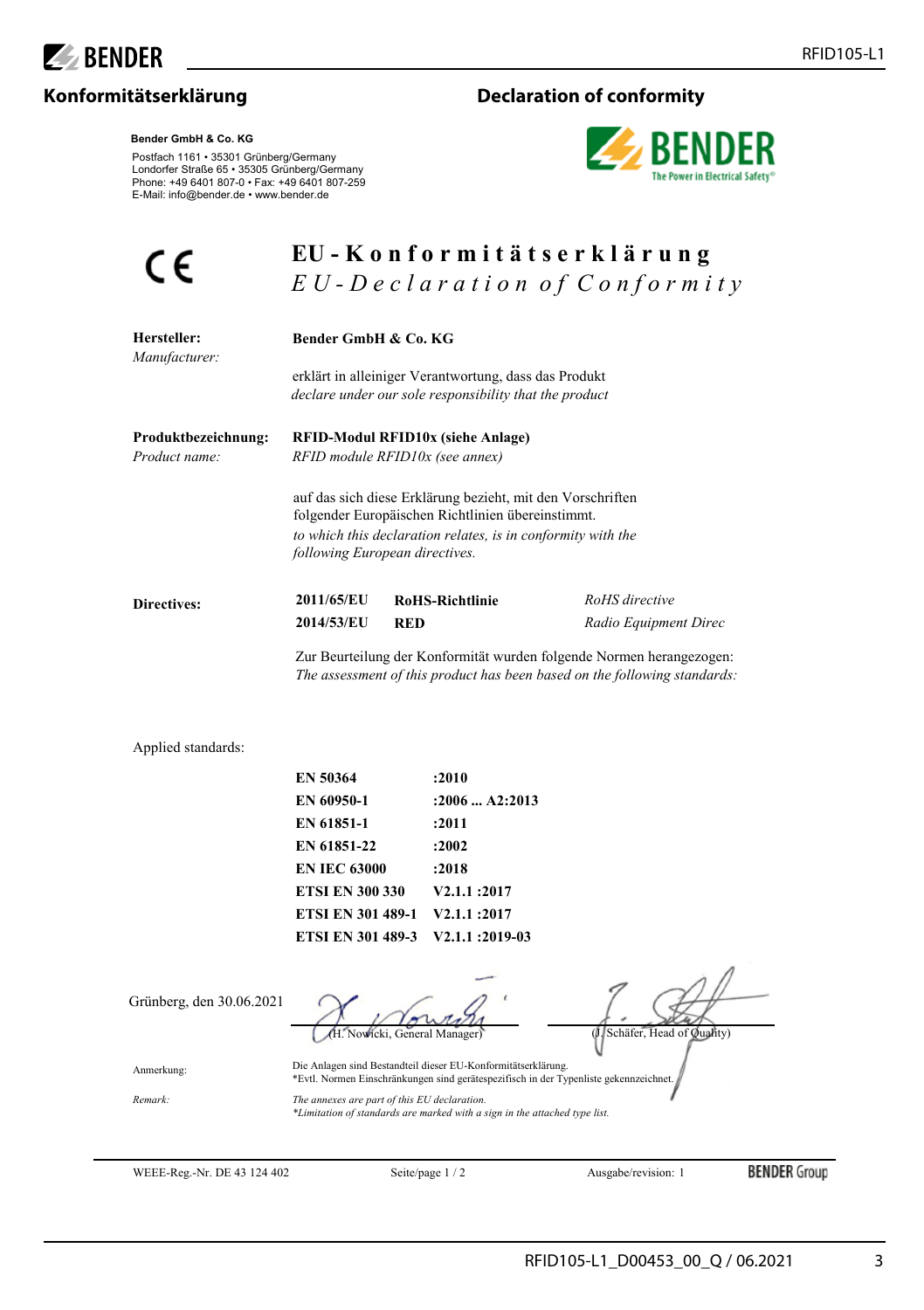## Konformitätserklärung

## Declaration of conformity

**Bender GmbH & Co. KG**

Postfach 1161 • 35301 Grünberg/Germany
Londorfer Straße 65 • 35305 Grünberg/Germany
Phone: +49 6401 807-0 • Fax: +49 6401 807-259
E-Mail: info@bender.de • www.bender.de

# EU-Konformitätserklärung

*EU-Declaration of Conformity*

**Hersteller:**
*Manufacturer:*

**Bender GmbH & Co. KG**

erklärt in alleiniger Verantwortung, dass das Produkt
*declare under our sole responsibility that the product*

**Produktbezeichnung:**
*Product name:*

**RFID-Modul RFID10x (siehe Anlage)**
*RFID module RFID10x (see annex)*

auf das sich diese Erklärung bezieht, mit den Vorschriften folgender Europäischen Richtlinien übereinstimmt.
*to which this declaration relates, is in conformity with the following European directives.*

**Directives:**

| | | |
|---|---|---|
| **2011/65/EU** | **RoHS-Richtlinie** | *RoHS directive* |
| **2014/53/EU** | **RED** | *Radio Equipment Direc* |

Zur Beurteilung der Konformität wurden folgende Normen herangezogen:
*The assessment of this product has been based on the following standards:*

Applied standards:

| | |
|---|---|
| **EN 50364** | **:2010** |
| **EN 60950-1** | **:2006 ... A2:2013** |
| **EN 61851-1** | **:2011** |
| **EN 61851-22** | **:2002** |
| **EN IEC 63000** | **:2018** |
| **ETSI EN 300 330** | **V2.1.1 :2017** |
| **ETSI EN 301 489-1** | **V2.1.1 :2017** |
| **ETSI EN 301 489-3** | **V2.1.1 :2019-03** |

Grünberg, den 30.06.2021

(H. Nowicki, General Manager) (J. Schäfer, Head of Quality)

Anmerkung: Die Anlagen sind Bestandteil dieser EU-Konformitätserklärung.
*Evtl. Normen Einschränkungen sind gerätespezifisch in der Typenliste gekennzeichnet.

*Remark:* *The annexes are part of this EU declaration.*
**Limitation of standards are marked with a sign in the attached type list.*

WEEE-Reg.-Nr. DE 43 124 402 Seite/page 1 / 2 Ausgabe/revision: 1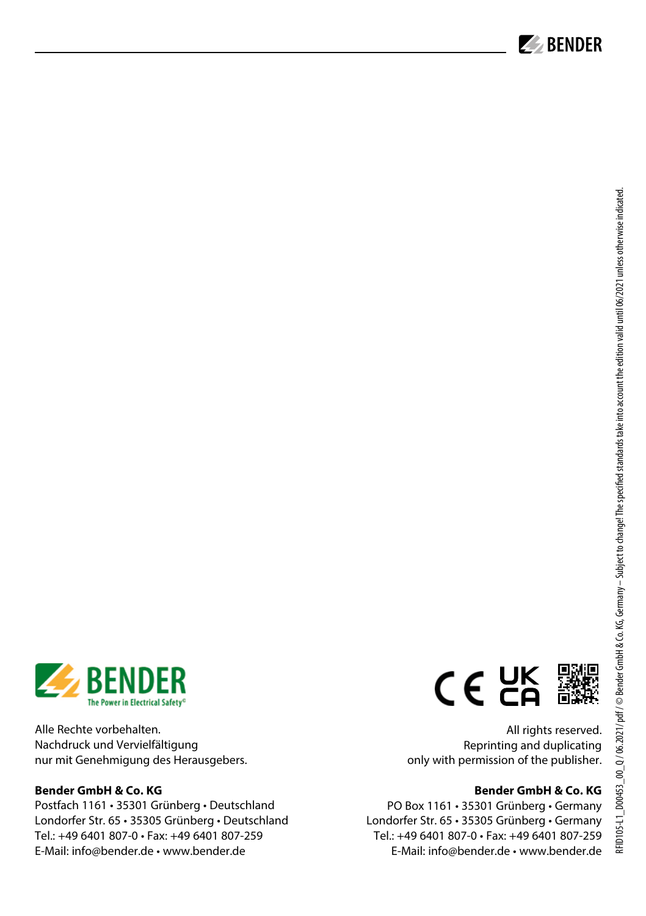Alle Rechte vorbehalten.
Nachdruck und Vervielfältigung
nur mit Genehmigung des Herausgebers.

**Bender GmbH & Co. KG**
Postfach 1161 • 35301 Grünberg • Deutschland
Londorfer Str. 65 • 35305 Grünberg • Deutschland
Tel.: +49 6401 807-0 • Fax: +49 6401 807-259
E-Mail: info@bender.de • www.bender.de

All rights reserved.
Reprinting and duplicating
only with permission of the publisher.

**Bender GmbH & Co. KG**
PO Box 1161 • 35301 Grünberg • Germany
Londorfer Str. 65 • 35305 Grünberg • Germany
Tel.: +49 6401 807-0 • Fax: +49 6401 807-259
E-Mail: info@bender.de • www.bender.de

RFID105-L1_D00453_00_Q / 06.2021 / pdf / © Bender GmbH & Co. KG, Germany – Subject to change! The specified standards take into account the edition valid until 06/2021 unless otherwise indicated.